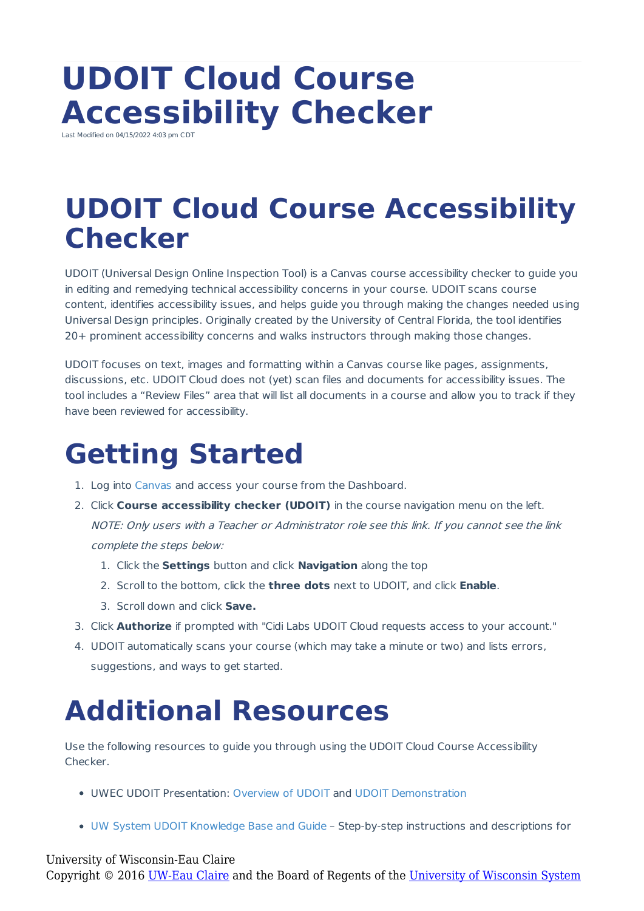# UDOIT Cloud Course Accessibility Checker

Last Modified on 04/15/2022 4:03 pm CDT

# UDOIT Cloud Course Accessibility Checker

UDOIT (Universal Design Online Inspection Tool) is a Canvas course accessibility checker to guide you in editing and remedying technical accessibility concerns in your course. UDOIT scans course content, identifies accessibility issues, and helps guide you through making the changes needed using Universal Design principles. Originally created by the University of Central Florida, the tool identifies 20+ prominent accessibility concerns and walks instructors through making those changes.

UDOIT focuses on text, images and formatting within a Canvas course like pages, assignments, discussions, etc. UDOIT Cloud does not (yet) scan files and documents for accessibility issues. The tool includes a “Review Files” area that will list all documents in a course and allow you to track if they have been reviewed for accessibility.

# Getting Started

1. Log into Canvas and access your course from the Dashboard.
2. Click **Course accessibility checker (UDOIT)** in the course navigation menu on the left.
   *NOTE: Only users with a Teacher or Administrator role see this link. If you cannot see the link complete the steps below:*
   1. Click the **Settings** button and click **Navigation** along the top
   2. Scroll to the bottom, click the **three dots** next to UDOIT, and click **Enable**.
   3. Scroll down and click **Save.**
3. Click **Authorize** if prompted with "Cidi Labs UDOIT Cloud requests access to your account."
4. UDOIT automatically scans your course (which may take a minute or two) and lists errors, suggestions, and ways to get started.

# Additional Resources

Use the following resources to guide you through using the UDOIT Cloud Course Accessibility Checker.

- UWEC UDOIT Presentation: Overview of UDOIT and UDOIT Demonstration
- UW System UDOIT Knowledge Base and Guide – Step-by-step instructions and descriptions for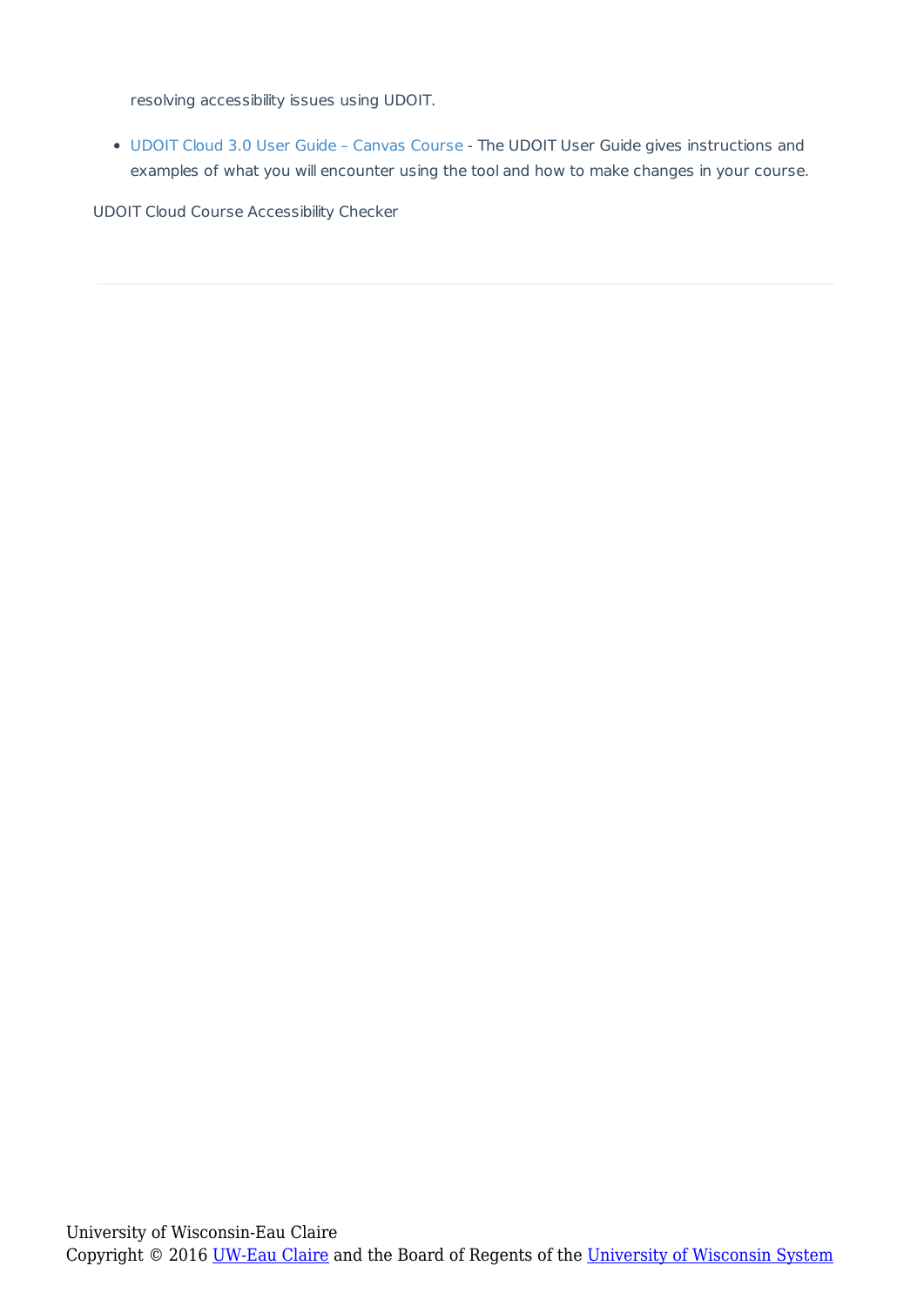resolving accessibility issues using UDOIT.

- UDOIT Cloud 3.0 User Guide – Canvas Course - The UDOIT User Guide gives instructions and examples of what you will encounter using the tool and how to make changes in your course.

UDOIT Cloud Course Accessibility Checker

---

University of Wisconsin-Eau Claire
Copyright © 2016 UW-Eau Claire and the Board of Regents of the University of Wisconsin System